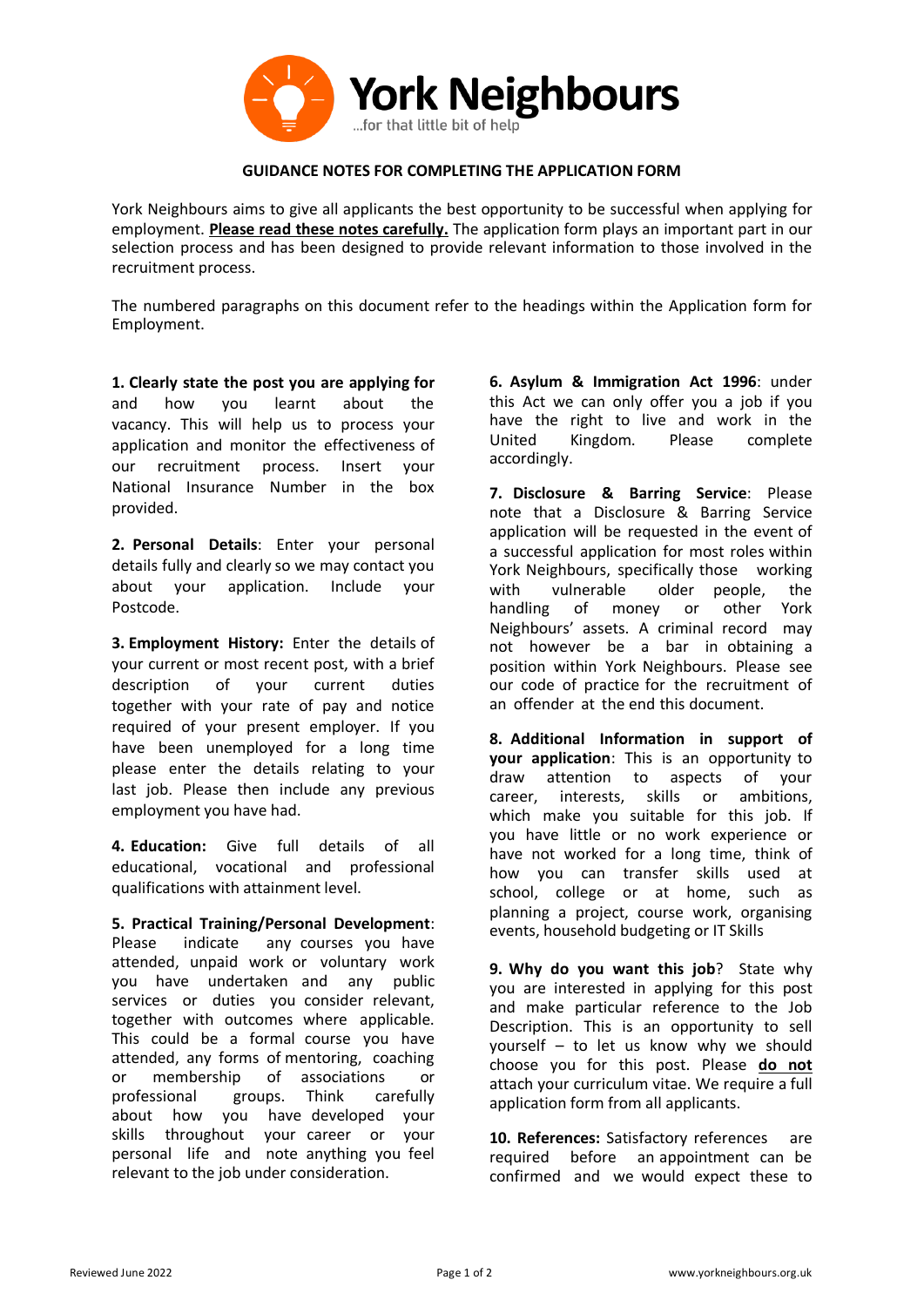# York Neighbours

...for that little bit of help

## GUIDANCE NOTES FOR COMPLETING THE APPLICATION FORM

York Neighbours aims to give all applicants the best opportunity to be successful when applying for employment. **Please read these notes carefully.** The application form plays an important part in our selection process and has been designed to provide relevant information to those involved in the recruitment process.

The numbered paragraphs on this document refer to the headings within the Application form for Employment.

**1. Clearly state the post you are applying for** and how you learnt about the vacancy. This will help us to process your application and monitor the effectiveness of our recruitment process. Insert your National Insurance Number in the box provided.

**2. Personal Details**: Enter your personal details fully and clearly so we may contact you about your application. Include your Postcode.

**3. Employment History:** Enter the details of your current or most recent post, with a brief description of your current duties together with your rate of pay and notice required of your present employer. If you have been unemployed for a long time please enter the details relating to your last job. Please then include any previous employment you have had.

**4. Education:** Give full details of all educational, vocational and professional qualifications with attainment level.

**5. Practical Training/Personal Development**: Please indicate any courses you have attended, unpaid work or voluntary work you have undertaken and any public services or duties you consider relevant, together with outcomes where applicable. This could be a formal course you have attended, any forms of mentoring, coaching or membership of associations or professional groups. Think carefully about how you have developed your skills throughout your career or your personal life and note anything you feel relevant to the job under consideration.

**6. Asylum & Immigration Act 1996**: under this Act we can only offer you a job if you have the right to live and work in the United Kingdom. Please complete accordingly.

**7. Disclosure & Barring Service**: Please note that a Disclosure & Barring Service application will be requested in the event of a successful application for most roles within York Neighbours, specifically those working with vulnerable older people, the handling of money or other York Neighbours' assets. A criminal record may not however be a bar in obtaining a position within York Neighbours. Please see our code of practice for the recruitment of an offender at the end this document.

**8. Additional Information in support of your application**: This is an opportunity to draw attention to aspects of your career, interests, skills or ambitions, which make you suitable for this job. If you have little or no work experience or have not worked for a long time, think of how you can transfer skills used at school, college or at home, such as planning a project, course work, organising events, household budgeting or IT Skills

**9. Why do you want this job**? State why you are interested in applying for this post and make particular reference to the Job Description. This is an opportunity to sell yourself – to let us know why we should choose you for this post. Please **do not** attach your curriculum vitae. We require a full application form from all applicants.

**10. References:** Satisfactory references are required before an appointment can be confirmed and we would expect these to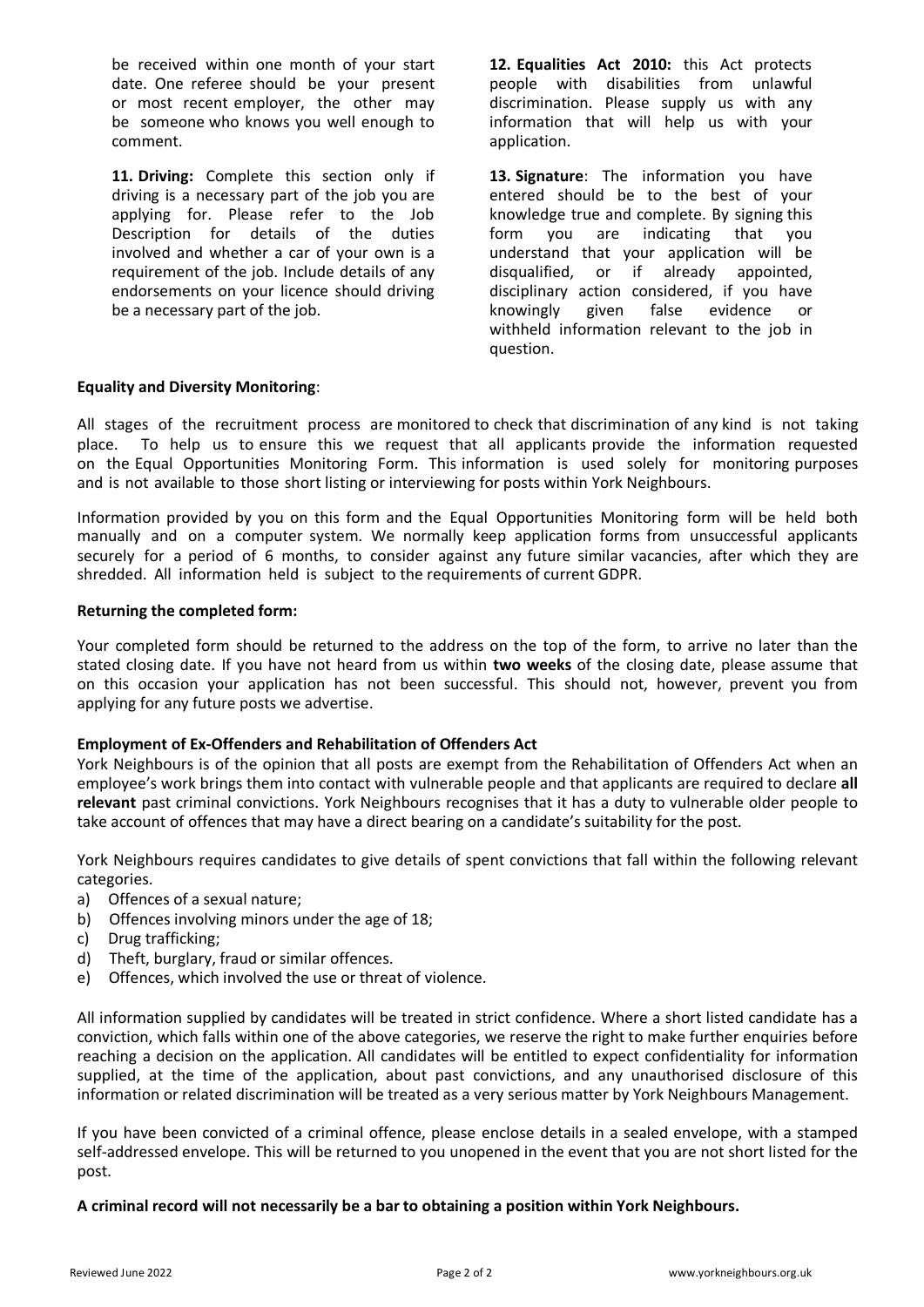be received within one month of your start date. One referee should be your present or most recent employer, the other may be someone who knows you well enough to comment.

**11. Driving:** Complete this section only if driving is a necessary part of the job you are applying for. Please refer to the Job Description for details of the duties involved and whether a car of your own is a requirement of the job. Include details of any endorsements on your licence should driving be a necessary part of the job.

**12. Equalities Act 2010:** this Act protects people with disabilities from unlawful discrimination. Please supply us with any information that will help us with your application.

**13. Signature**: The information you have entered should be to the best of your knowledge true and complete. By signing this form you are indicating that you understand that your application will be disqualified, or if already appointed, disciplinary action considered, if you have knowingly given false evidence or withheld information relevant to the job in question.

**Equality and Diversity Monitoring**:

All stages of the recruitment process are monitored to check that discrimination of any kind is not taking place. To help us to ensure this we request that all applicants provide the information requested on the Equal Opportunities Monitoring Form. This information is used solely for monitoring purposes and is not available to those short listing or interviewing for posts within York Neighbours.

Information provided by you on this form and the Equal Opportunities Monitoring form will be held both manually and on a computer system. We normally keep application forms from unsuccessful applicants securely for a period of 6 months, to consider against any future similar vacancies, after which they are shredded. All information held is subject to the requirements of current GDPR.

**Returning the completed form:**

Your completed form should be returned to the address on the top of the form, to arrive no later than the stated closing date. If you have not heard from us within **two weeks** of the closing date, please assume that on this occasion your application has not been successful. This should not, however, prevent you from applying for any future posts we advertise.

**Employment of Ex-Offenders and Rehabilitation of Offenders Act**

York Neighbours is of the opinion that all posts are exempt from the Rehabilitation of Offenders Act when an employee's work brings them into contact with vulnerable people and that applicants are required to declare **all relevant** past criminal convictions. York Neighbours recognises that it has a duty to vulnerable older people to take account of offences that may have a direct bearing on a candidate's suitability for the post.

York Neighbours requires candidates to give details of spent convictions that fall within the following relevant categories.

a) Offences of a sexual nature;
b) Offences involving minors under the age of 18;
c) Drug trafficking;
d) Theft, burglary, fraud or similar offences.
e) Offences, which involved the use or threat of violence.

All information supplied by candidates will be treated in strict confidence. Where a short listed candidate has a conviction, which falls within one of the above categories, we reserve the right to make further enquiries before reaching a decision on the application. All candidates will be entitled to expect confidentiality for information supplied, at the time of the application, about past convictions, and any unauthorised disclosure of this information or related discrimination will be treated as a very serious matter by York Neighbours Management.

If you have been convicted of a criminal offence, please enclose details in a sealed envelope, with a stamped self-addressed envelope. This will be returned to you unopened in the event that you are not short listed for the post.

**A criminal record will not necessarily be a bar to obtaining a position within York Neighbours.**